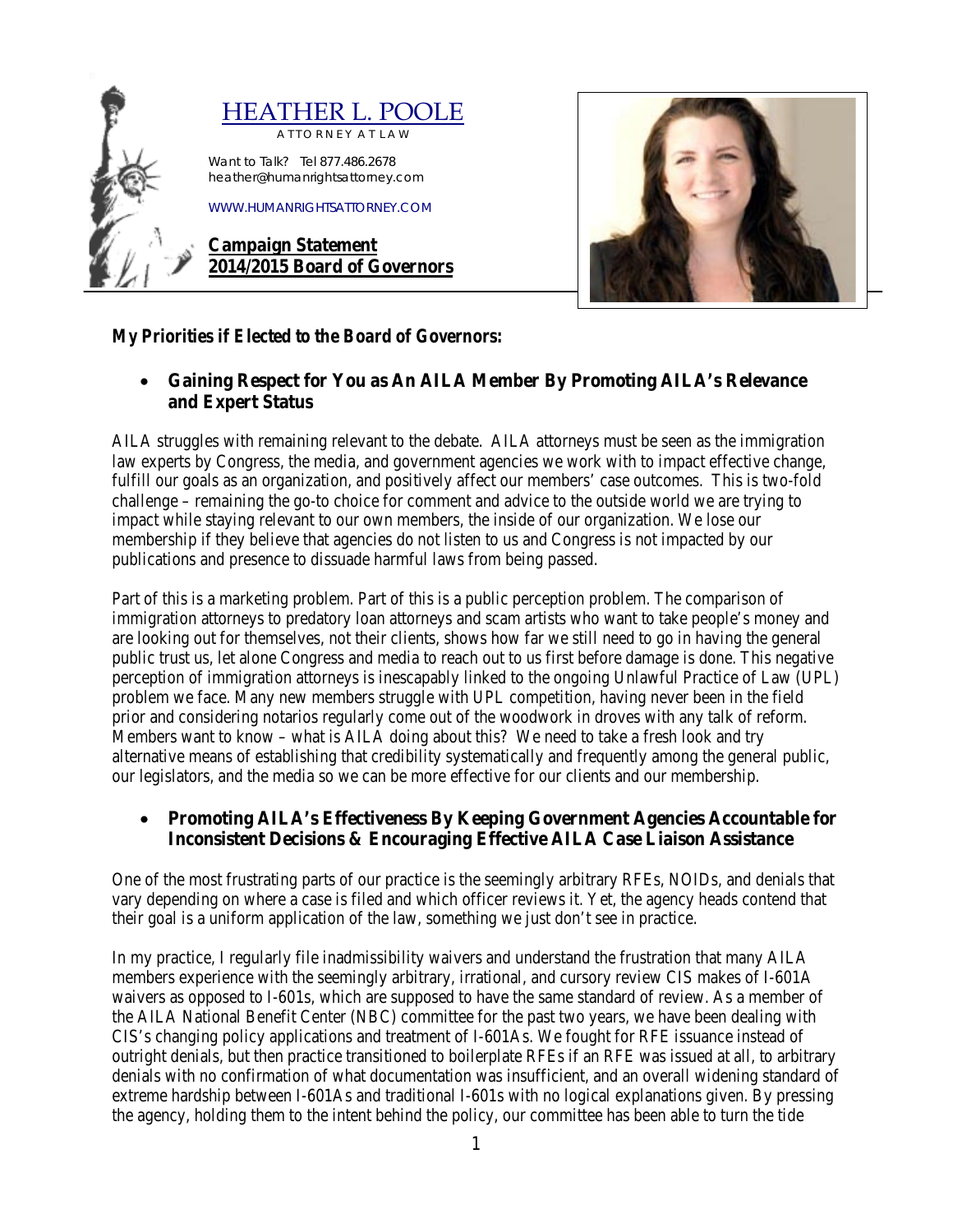# HEATHER L. POOLE

ATTORNEY AT LAW

Want to Talk? Tel 877.486.2678
heather@humanrightsattorney.com

WWW.HUMANRIGHTSATTORNEY.COM

**Campaign Statement**
**2014/2015 Board of Governors**

## *My Priorities if Elected to the Board of Governors:*

- **Gaining Respect for You as An AILA Member By Promoting AILA's Relevance and Expert Status**

AILA struggles with remaining relevant to the debate. AILA attorneys must be seen as the immigration law experts by Congress, the media, and government agencies we work with to impact effective change, fulfill our goals as an organization, and positively affect our members' case outcomes. This is two-fold challenge – remaining the go-to choice for comment and advice to the outside world we are trying to impact while staying relevant to our own members, the inside of our organization. We lose our membership if they believe that agencies do not listen to us and Congress is not impacted by our publications and presence to dissuade harmful laws from being passed.

Part of this is a marketing problem. Part of this is a public perception problem. The comparison of immigration attorneys to predatory loan attorneys and scam artists who want to take people's money and are looking out for themselves, not their clients, shows how far we still need to go in having the general public trust us, let alone Congress and media to reach out to us first before damage is done. This negative perception of immigration attorneys is inescapably linked to the ongoing Unlawful Practice of Law (UPL) problem we face. Many new members struggle with UPL competition, having never been in the field prior and considering notarios regularly come out of the woodwork in droves with any talk of reform. Members want to know – what is AILA doing about this? We need to take a fresh look and try alternative means of establishing that credibility systematically and frequently among the general public, our legislators, and the media so we can be more effective for our clients and our membership.

- **Promoting AILA's Effectiveness By Keeping Government Agencies Accountable for Inconsistent Decisions & Encouraging Effective AILA Case Liaison Assistance**

One of the most frustrating parts of our practice is the seemingly arbitrary RFEs, NOIDs, and denials that vary depending on where a case is filed and which officer reviews it. Yet, the agency heads contend that their goal is a uniform application of the law, something we just don't see in practice.

In my practice, I regularly file inadmissibility waivers and understand the frustration that many AILA members experience with the seemingly arbitrary, irrational, and cursory review CIS makes of I-601A waivers as opposed to I-601s, which are supposed to have the same standard of review. As a member of the AILA National Benefit Center (NBC) committee for the past two years, we have been dealing with CIS's changing policy applications and treatment of I-601As. We fought for RFE issuance instead of outright denials, but then practice transitioned to boilerplate RFEs if an RFE was issued at all, to arbitrary denials with no confirmation of what documentation was insufficient, and an overall widening standard of extreme hardship between I-601As and traditional I-601s with no logical explanations given. By pressing the agency, holding them to the intent behind the policy, our committee has been able to turn the tide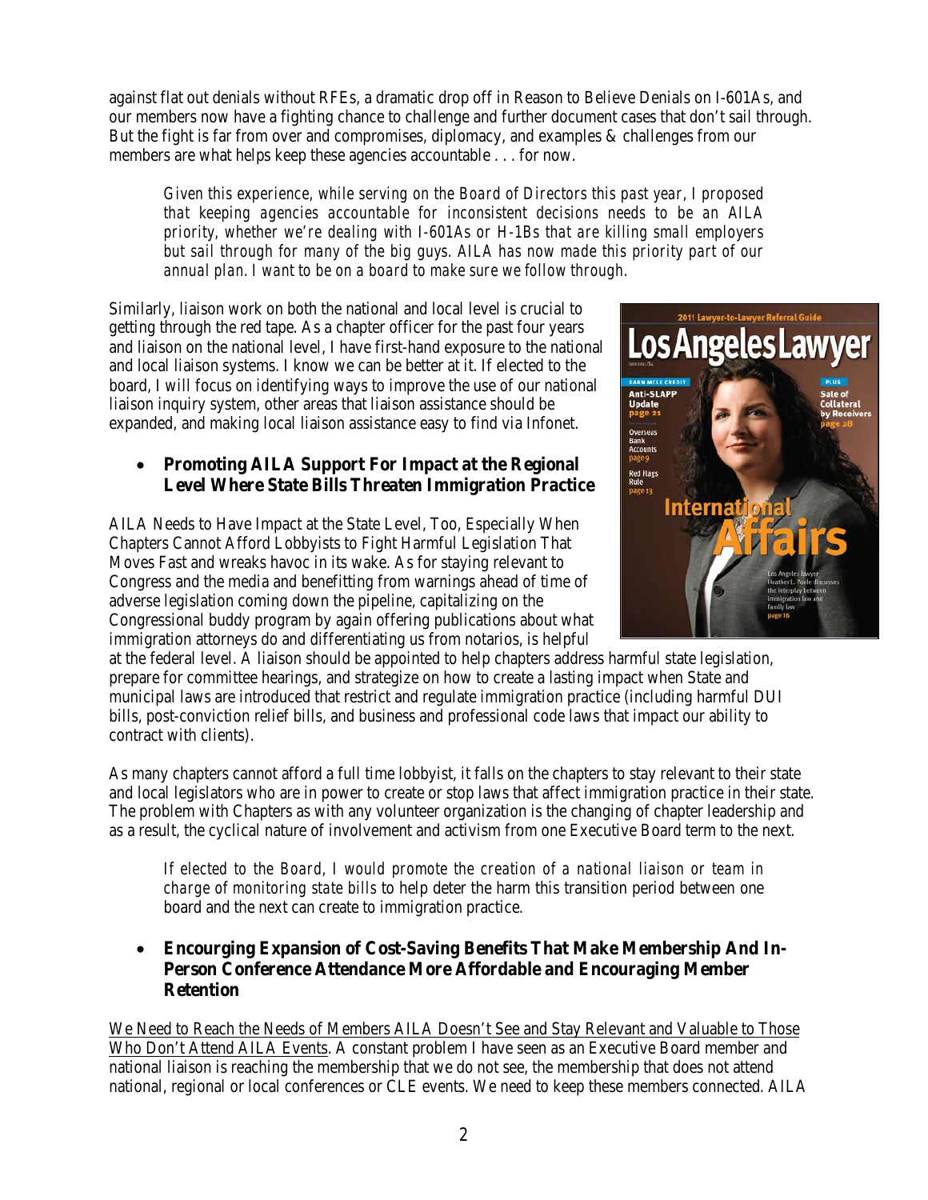against flat out denials without RFEs, a dramatic drop off in Reason to Believe Denials on I-601As, and our members now have a fighting chance to challenge and further document cases that don't sail through. But the fight is far from over and compromises, diplomacy, and examples & challenges from our members are what helps keep these agencies accountable . . . for now.

> *Given this experience, while serving on the Board of Directors this past year, I proposed that keeping agencies accountable for inconsistent decisions needs to be an AILA priority, whether we're dealing with I-601As or H-1Bs that are killing small employers but sail through for many of the big guys. AILA has now made this priority part of our annual plan. I want to be on a board to make sure we follow through.*

Similarly, liaison work on both the national and local level is crucial to getting through the red tape. As a chapter officer for the past four years and liaison on the national level, I have first-hand exposure to the national and local liaison systems. I know we can be better at it. If elected to the board, I will focus on identifying ways to improve the use of our national liaison inquiry system, other areas that liaison assistance should be expanded, and making local liaison assistance easy to find via Infonet.

- **Promoting AILA Support For Impact at the Regional Level Where State Bills Threaten Immigration Practice**

AILA Needs to Have Impact at the State Level, Too, Especially When Chapters Cannot Afford Lobbyists to Fight Harmful Legislation That Moves Fast and wreaks havoc in its wake. As for staying relevant to Congress and the media and benefitting from warnings ahead of time of adverse legislation coming down the pipeline, capitalizing on the Congressional buddy program by again offering publications about what immigration attorneys do and differentiating us from notarios, is helpful at the federal level. A liaison should be appointed to help chapters address harmful state legislation, prepare for committee hearings, and strategize on how to create a lasting impact when State and municipal laws are introduced that restrict and regulate immigration practice (including harmful DUI bills, post-conviction relief bills, and business and professional code laws that impact our ability to contract with clients).

As many chapters cannot afford a full time lobbyist, it falls on the chapters to stay relevant to their state and local legislators who are in power to create or stop laws that affect immigration practice in their state. The problem with Chapters as with any volunteer organization is the changing of chapter leadership and as a result, the cyclical nature of involvement and activism from one Executive Board term to the next.

> *If elected to the Board, I would promote the creation of a national liaison or team in charge of monitoring state bills* to help deter the harm this transition period between one board and the next can create to immigration practice.

- **Encourging Expansion of Cost-Saving Benefits That Make Membership And In-Person Conference Attendance More Affordable and Encouraging Member Retention**

<u>We Need to Reach the Needs of Members AILA Doesn't See and Stay Relevant and Valuable to Those Who Don't Attend AILA Events</u>. A constant problem I have seen as an Executive Board member and national liaison is reaching the membership that we do not see, the membership that does not attend national, regional or local conferences or CLE events. We need to keep these members connected. AILA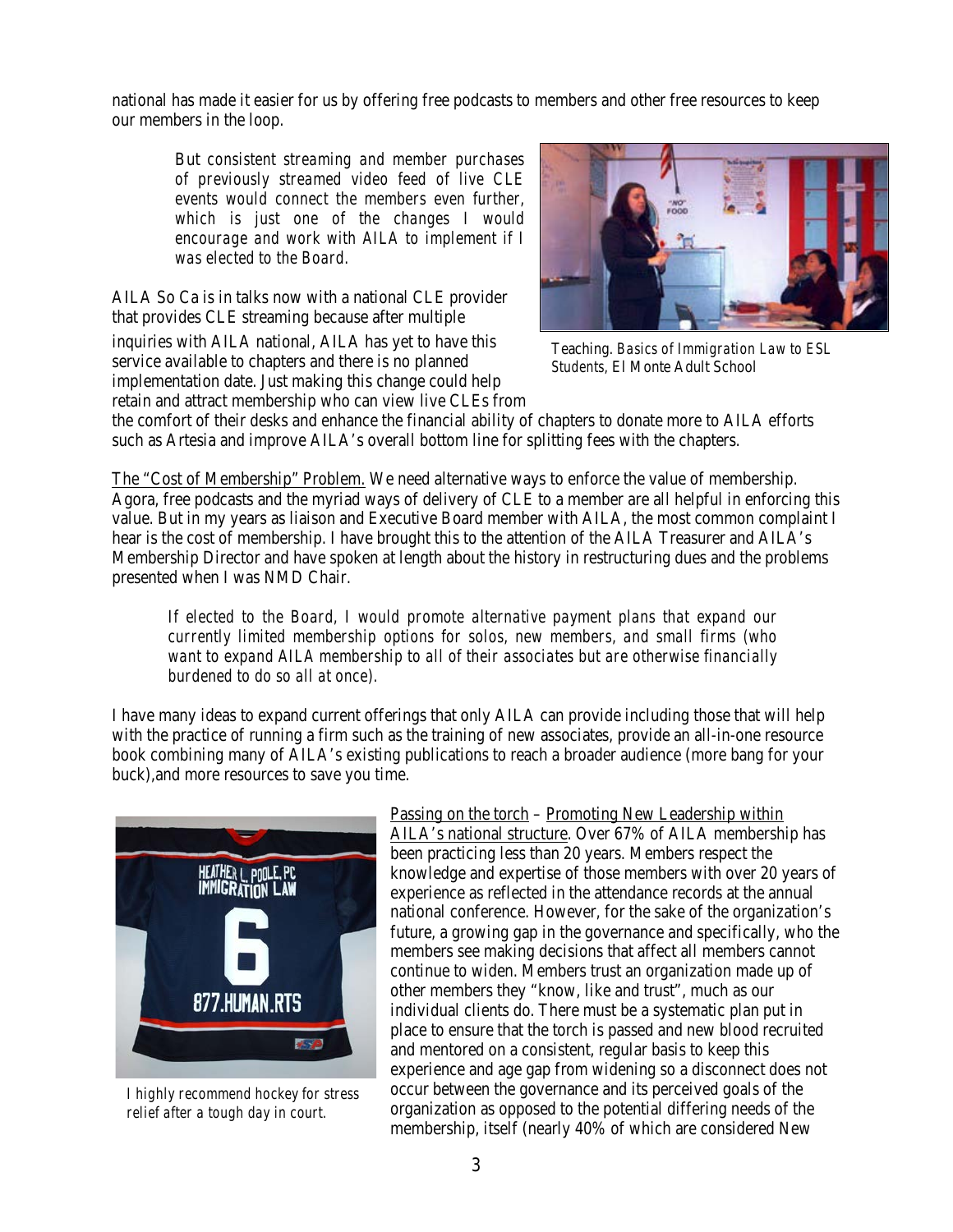national has made it easier for us by offering free podcasts to members and other free resources to keep our members in the loop.

> *But consistent streaming and member purchases of previously streamed video feed of live CLE events would connect the members even further, which is just one of the changes I would encourage and work with AILA to implement if I was elected to the Board.*

AILA So Ca is in talks now with a national CLE provider that provides CLE streaming because after multiple inquiries with AILA national, AILA has yet to have this service available to chapters and there is no planned implementation date. Just making this change could help retain and attract membership who can view live CLEs from the comfort of their desks and enhance the financial ability of chapters to donate more to AILA efforts such as Artesia and improve AILA's overall bottom line for splitting fees with the chapters.

Teaching. *Basics of Immigration Law to ESL Students, El Monte Adult School*

<u>The "Cost of Membership" Problem.</u> We need alternative ways to enforce the value of membership. Agora, free podcasts and the myriad ways of delivery of CLE to a member are all helpful in enforcing this value. But in my years as liaison and Executive Board member with AILA, the most common complaint I hear is the cost of membership. I have brought this to the attention of the AILA Treasurer and AILA's Membership Director and have spoken at length about the history in restructuring dues and the problems presented when I was NMD Chair.

> *If elected to the Board, I would promote alternative payment plans that expand our currently limited membership options for solos, new members, and small firms (who want to expand AILA membership to all of their associates but are otherwise financially burdened to do so all at once).*

I have many ideas to expand current offerings that only AILA can provide including those that will help with the practice of running a firm such as the training of new associates, provide an all-in-one resource book combining many of AILA's existing publications to reach a broader audience (more bang for your buck),and more resources to save you time.

*I highly recommend hockey for stress relief after a tough day in court.*

<u>Passing on the torch</u> – <u>Promoting New Leadership within AILA's national structure</u>. Over 67% of AILA membership has been practicing less than 20 years. Members respect the knowledge and expertise of those members with over 20 years of experience as reflected in the attendance records at the annual national conference. However, for the sake of the organization's future, a growing gap in the governance and specifically, who the members see making decisions that affect all members cannot continue to widen. Members trust an organization made up of other members they "know, like and trust", much as our individual clients do. There must be a systematic plan put in place to ensure that the torch is passed and new blood recruited and mentored on a consistent, regular basis to keep this experience and age gap from widening so a disconnect does not occur between the governance and its perceived goals of the organization as opposed to the potential differing needs of the membership, itself (nearly 40% of which are considered New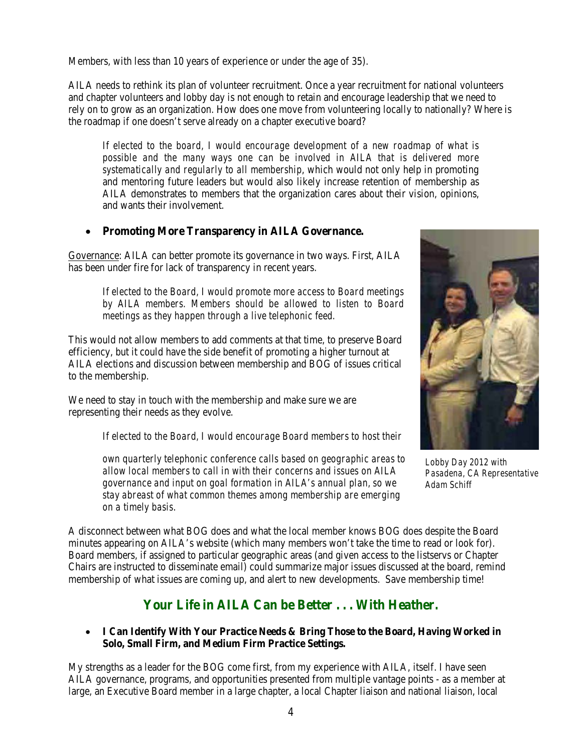Members, with less than 10 years of experience or under the age of 35).

AILA needs to rethink its plan of volunteer recruitment. Once a year recruitment for national volunteers and chapter volunteers and lobby day is not enough to retain and encourage leadership that we need to rely on to grow as an organization. How does one move from volunteering locally to nationally? Where is the roadmap if one doesn't serve already on a chapter executive board?

> *If elected to the board, I would encourage development of a new roadmap of what is possible and the many ways one can be involved in AILA that is delivered more systematically and regularly to all membership*, which would not only help in promoting and mentoring future leaders but would also likely increase retention of membership as AILA demonstrates to members that the organization cares about their vision, opinions, and wants their involvement.

- **Promoting More Transparency in AILA Governance.**

Governance: AILA can better promote its governance in two ways. First, AILA has been under fire for lack of transparency in recent years.

> *If elected to the Board, I would promote more access to Board meetings by AILA members. Members should be allowed to listen to Board meetings as they happen through a live telephonic feed.*

This would not allow members to add comments at that time, to preserve Board efficiency, but it could have the side benefit of promoting a higher turnout at AILA elections and discussion between membership and BOG of issues critical to the membership.

We need to stay in touch with the membership and make sure we are representing their needs as they evolve.

> *If elected to the Board, I would encourage Board members to host their own quarterly telephonic conference calls based on geographic areas to allow local members to call in with their concerns and issues on AILA governance and input on goal formation in AILA's annual plan, so we stay abreast of what common themes among membership are emerging on a timely basis.*

*Lobby Day 2012 with Pasadena, CA Representative Adam Schiff*

A disconnect between what BOG does and what the local member knows BOG does despite the Board minutes appearing on AILA's website (which many members won't take the time to read or look for). Board members, if assigned to particular geographic areas (and given access to the listservs or Chapter Chairs are instructed to disseminate email) could summarize major issues discussed at the board, remind membership of what issues are coming up, and alert to new developments. Save membership time!

## Your Life in AILA Can be Better . . . With Heather.

- **I Can Identify With Your Practice Needs & Bring Those to the Board, Having Worked in Solo, Small Firm, and Medium Firm Practice Settings.**

My strengths as a leader for the BOG come first, from my experience with AILA, itself. I have seen AILA governance, programs, and opportunities presented from multiple vantage points - as a member at large, an Executive Board member in a large chapter, a local Chapter liaison and national liaison, local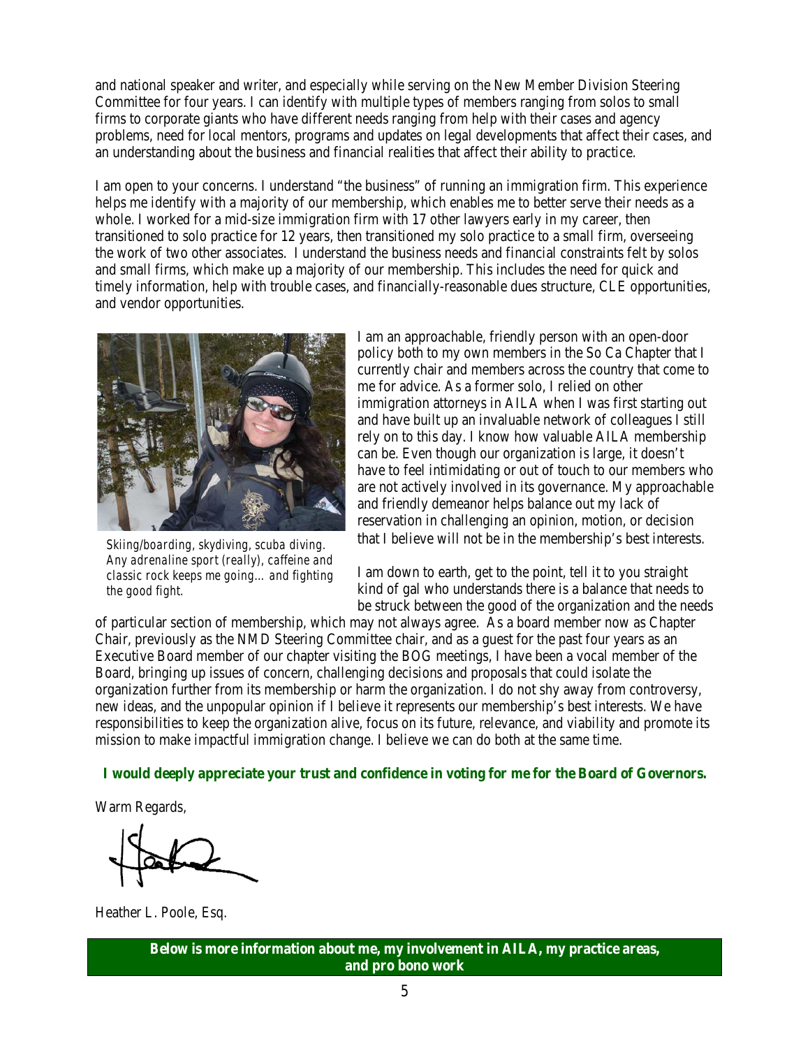and national speaker and writer, and especially while serving on the New Member Division Steering Committee for four years. I can identify with multiple types of members ranging from solos to small firms to corporate giants who have different needs ranging from help with their cases and agency problems, need for local mentors, programs and updates on legal developments that affect their cases, and an understanding about the business and financial realities that affect their ability to practice.

I am open to your concerns. I understand "the business" of running an immigration firm. This experience helps me identify with a majority of our membership, which enables me to better serve their needs as a whole. I worked for a mid-size immigration firm with 17 other lawyers early in my career, then transitioned to solo practice for 12 years, then transitioned my solo practice to a small firm, overseeing the work of two other associates. I understand the business needs and financial constraints felt by solos and small firms, which make up a majority of our membership. This includes the need for quick and timely information, help with trouble cases, and financially-reasonable dues structure, CLE opportunities, and vendor opportunities.

*Skiing/boarding, skydiving, scuba diving. Any adrenaline sport (really), caffeine and classic rock keeps me going… and fighting the good fight.*

I am an approachable, friendly person with an open-door policy both to my own members in the So Ca Chapter that I currently chair and members across the country that come to me for advice. As a former solo, I relied on other immigration attorneys in AILA when I was first starting out and have built up an invaluable network of colleagues I still rely on to this day. I know how valuable AILA membership can be. Even though our organization is large, it doesn't have to feel intimidating or out of touch to our members who are not actively involved in its governance. My approachable and friendly demeanor helps balance out my lack of reservation in challenging an opinion, motion, or decision that I believe will not be in the membership's best interests.

I am down to earth, get to the point, tell it to you straight kind of gal who understands there is a balance that needs to be struck between the good of the organization and the needs of particular section of membership, which may not always agree. As a board member now as Chapter Chair, previously as the NMD Steering Committee chair, and as a guest for the past four years as an Executive Board member of our chapter visiting the BOG meetings, I have been a vocal member of the Board, bringing up issues of concern, challenging decisions and proposals that could isolate the organization further from its membership or harm the organization. I do not shy away from controversy, new ideas, and the unpopular opinion if I believe it represents our membership's best interests. We have responsibilities to keep the organization alive, focus on its future, relevance, and viability and promote its mission to make impactful immigration change. I believe we can do both at the same time.

**I would deeply appreciate your trust and confidence in voting for me for the Board of Governors.**

Warm Regards,

Heather L. Poole, Esq.

**Below is more information about me, my involvement in AILA, my practice areas, and pro bono work**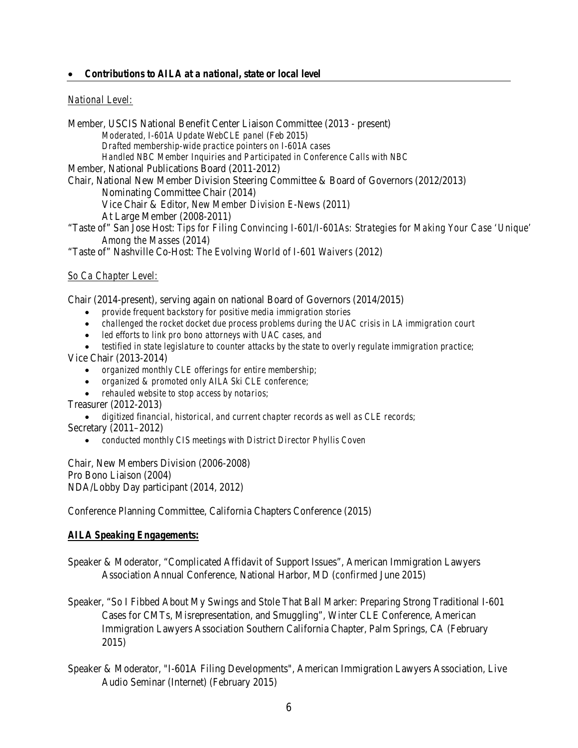- ***Contributions to AILA at a national, state or local level***

*National Level:*

Member, USCIS National Benefit Center Liaison Committee (2013 - present)

*Moderated, I-601A Update WebCLE panel (Feb 2015)*
*Drafted membership-wide practice pointers on I-601A cases*
*Handled NBC Member Inquiries and Participated in Conference Calls with NBC*

Member, National Publications Board (2011-2012)

Chair, National New Member Division Steering Committee & Board of Governors (2012/2013)

Nominating Committee Chair (2014)
Vice Chair & Editor, *New Member Division E-News* (2011)
At Large Member (2008-2011)

"Taste of" San Jose Host: *Tips for Filing Convincing I-601/I-601As: Strategies for Making Your Case 'Unique' Among the Masses* (2014)

"Taste of" Nashville Co-Host: *The Evolving World of I-601 Waivers* (2012)

*So Ca Chapter Level:*

Chair (2014-present), serving again on national Board of Governors (2014/2015)

- *provide frequent backstory for positive media immigration stories*
- *challenged the rocket docket due process problems during the UAC crisis in LA immigration court*
- *led efforts to link pro bono attorneys with UAC cases, and*
- *testified in state legislature to counter attacks by the state to overly regulate immigration practice;*

Vice Chair (2013-2014)

- *organized monthly CLE offerings for entire membership;*
- *organized & promoted only AILA Ski CLE conference;*
- *rehauled website to stop access by notarios;*

Treasurer (2012-2013)

- *digitized financial, historical, and current chapter records as well as CLE records;*

Secretary (2011–2012)

- *conducted monthly CIS meetings with District Director Phyllis Coven*

Chair, New Members Division (2006-2008)
Pro Bono Liaison (2004)
NDA/Lobby Day participant (2014, 2012)

Conference Planning Committee, California Chapters Conference (2015)

**AILA Speaking Engagements:**

Speaker & Moderator, "Complicated Affidavit of Support Issues", American Immigration Lawyers Association Annual Conference, National Harbor, MD (*confirmed* June 2015)

Speaker, "So I Fibbed About My Swings and Stole That Ball Marker: Preparing Strong Traditional I-601 Cases for CMTs, Misrepresentation, and Smuggling", Winter CLE Conference, American Immigration Lawyers Association Southern California Chapter, Palm Springs, CA (February 2015)

Speaker & Moderator, "I-601A Filing Developments", American Immigration Lawyers Association, Live Audio Seminar (Internet) (February 2015)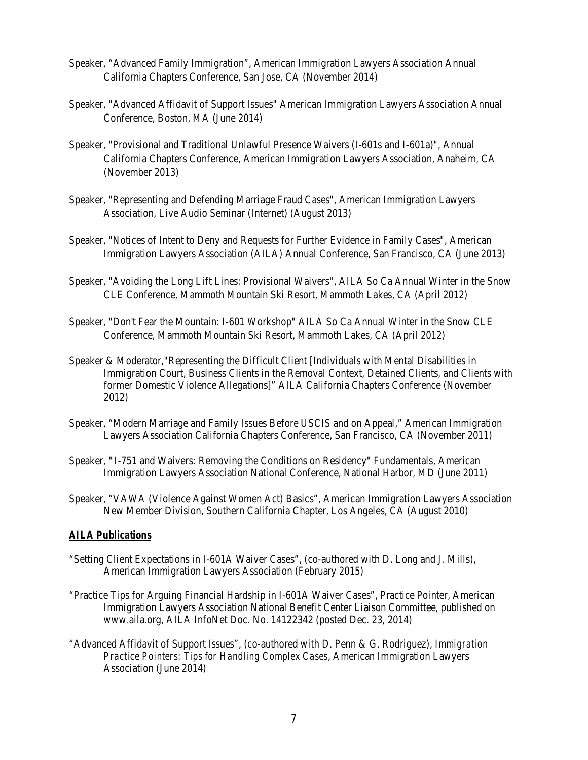Speaker, "Advanced Family Immigration", American Immigration Lawyers Association Annual California Chapters Conference, San Jose, CA (November 2014)

Speaker, "Advanced Affidavit of Support Issues" American Immigration Lawyers Association Annual Conference, Boston, MA (June 2014)

Speaker, "Provisional and Traditional Unlawful Presence Waivers (I-601s and I-601a)", Annual California Chapters Conference, American Immigration Lawyers Association, Anaheim, CA (November 2013)

Speaker, "Representing and Defending Marriage Fraud Cases", American Immigration Lawyers Association, Live Audio Seminar (Internet) (August 2013)

Speaker, "Notices of Intent to Deny and Requests for Further Evidence in Family Cases", American Immigration Lawyers Association (AILA) Annual Conference, San Francisco, CA (June 2013)

Speaker, "Avoiding the Long Lift Lines: Provisional Waivers", AILA So Ca Annual Winter in the Snow CLE Conference, Mammoth Mountain Ski Resort, Mammoth Lakes, CA (April 2012)

Speaker, "Don't Fear the Mountain: I-601 Workshop" AILA So Ca Annual Winter in the Snow CLE Conference, Mammoth Mountain Ski Resort, Mammoth Lakes, CA (April 2012)

Speaker & Moderator,"Representing the Difficult Client [Individuals with Mental Disabilities in Immigration Court, Business Clients in the Removal Context, Detained Clients, and Clients with former Domestic Violence Allegations]" AILA California Chapters Conference (November 2012)

Speaker, "Modern Marriage and Family Issues Before USCIS and on Appeal," American Immigration Lawyers Association California Chapters Conference, San Francisco, CA (November 2011)

Speaker, "I-751 and Waivers: Removing the Conditions on Residency" Fundamentals, American Immigration Lawyers Association National Conference, National Harbor, MD (June 2011)

Speaker, "VAWA (Violence Against Women Act) Basics", American Immigration Lawyers Association New Member Division, Southern California Chapter, Los Angeles, CA (August 2010)

***AILA Publications***

"Setting Client Expectations in I-601A Waiver Cases", (co-authored with D. Long and J. Mills), American Immigration Lawyers Association (February 2015)

"Practice Tips for Arguing Financial Hardship in I-601A Waiver Cases", Practice Pointer, American Immigration Lawyers Association National Benefit Center Liaison Committee, published on www.aila.org, AILA InfoNet Doc. No. 14122342 (posted Dec. 23, 2014)

"Advanced Affidavit of Support Issues", (co-authored with D. Penn & G. Rodriguez), *Immigration Practice Pointers: Tips for Handling Complex Cases*, American Immigration Lawyers Association (June 2014)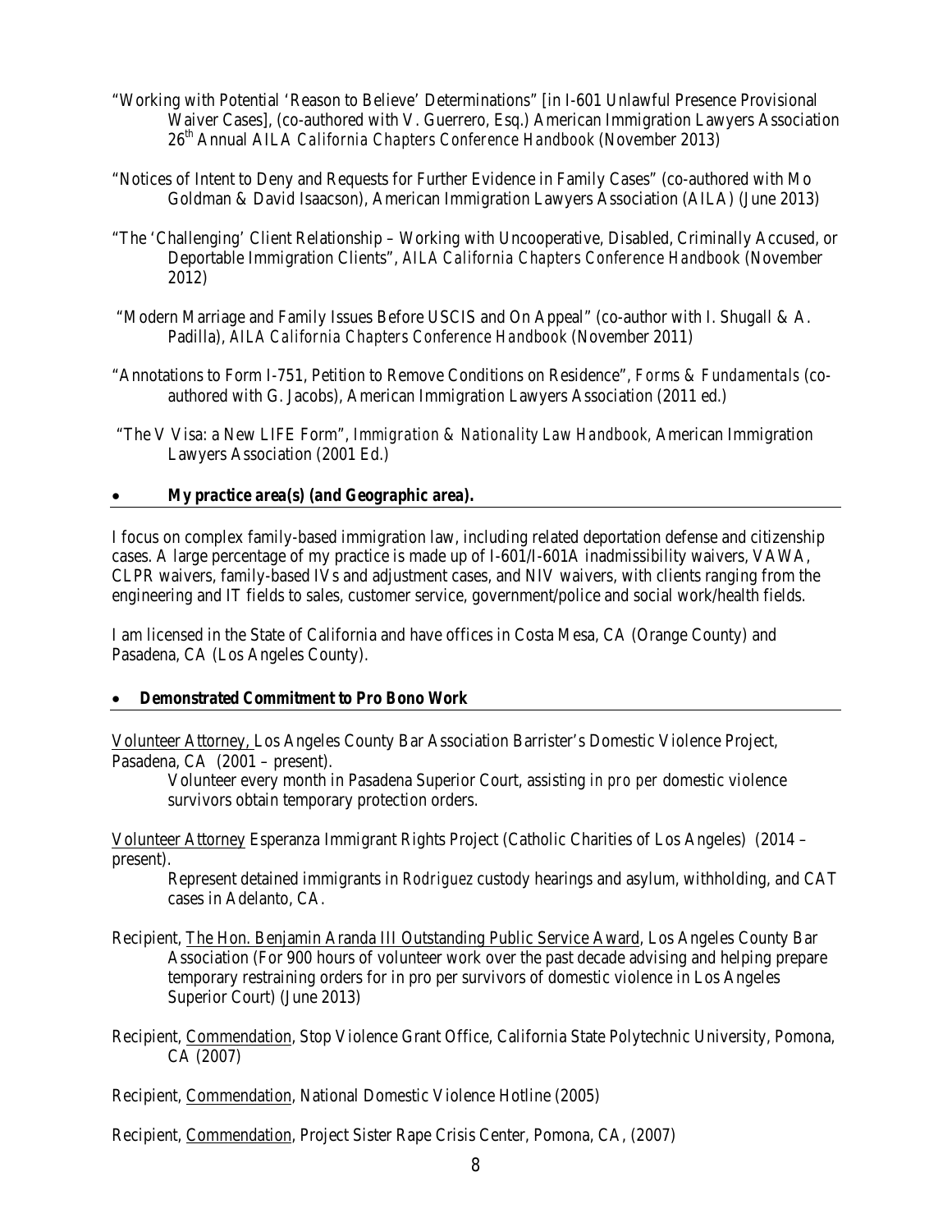"Working with Potential 'Reason to Believe' Determinations" [in I-601 Unlawful Presence Provisional Waiver Cases], (co-authored with V. Guerrero, Esq.) American Immigration Lawyers Association 26th Annual AILA *California Chapters Conference Handbook* (November 2013)

"Notices of Intent to Deny and Requests for Further Evidence in Family Cases" (co-authored with Mo Goldman & David Isaacson), American Immigration Lawyers Association (AILA) (June 2013)

"The 'Challenging' Client Relationship – Working with Uncooperative, Disabled, Criminally Accused, or Deportable Immigration Clients", *AILA California Chapters Conference Handbook* (November 2012)

"Modern Marriage and Family Issues Before USCIS and On Appeal" (co-author with I. Shugall & A. Padilla), *AILA California Chapters Conference Handbook* (November 2011)

"Annotations to Form I-751, Petition to Remove Conditions on Residence", *Forms & Fundamentals* (co-authored with G. Jacobs), American Immigration Lawyers Association (2011 ed.)

"The V Visa: a New LIFE Form", *Immigration & Nationality Law Handbook*, American Immigration Lawyers Association (2001 Ed.)

- ***My practice area(s) (and Geographic area).***

I focus on complex family-based immigration law, including related deportation defense and citizenship cases. A large percentage of my practice is made up of I-601/I-601A inadmissibility waivers, VAWA, CLPR waivers, family-based IVs and adjustment cases, and NIV waivers, with clients ranging from the engineering and IT fields to sales, customer service, government/police and social work/health fields.

I am licensed in the State of California and have offices in Costa Mesa, CA (Orange County) and Pasadena, CA (Los Angeles County).

- ***Demonstrated Commitment to Pro Bono Work***

Volunteer Attorney, Los Angeles County Bar Association Barrister's Domestic Violence Project, Pasadena, CA (2001 – present).

Volunteer every month in Pasadena Superior Court, assisting *in pro per* domestic violence survivors obtain temporary protection orders.

Volunteer Attorney Esperanza Immigrant Rights Project (Catholic Charities of Los Angeles) (2014 – present).

Represent detained immigrants in *Rodriguez* custody hearings and asylum, withholding, and CAT cases in Adelanto, CA.

Recipient, The Hon. Benjamin Aranda III Outstanding Public Service Award, Los Angeles County Bar Association (For 900 hours of volunteer work over the past decade advising and helping prepare temporary restraining orders for in pro per survivors of domestic violence in Los Angeles Superior Court) (June 2013)

Recipient, Commendation, Stop Violence Grant Office, California State Polytechnic University, Pomona, CA (2007)

Recipient, Commendation, National Domestic Violence Hotline (2005)

Recipient, Commendation, Project Sister Rape Crisis Center, Pomona, CA, (2007)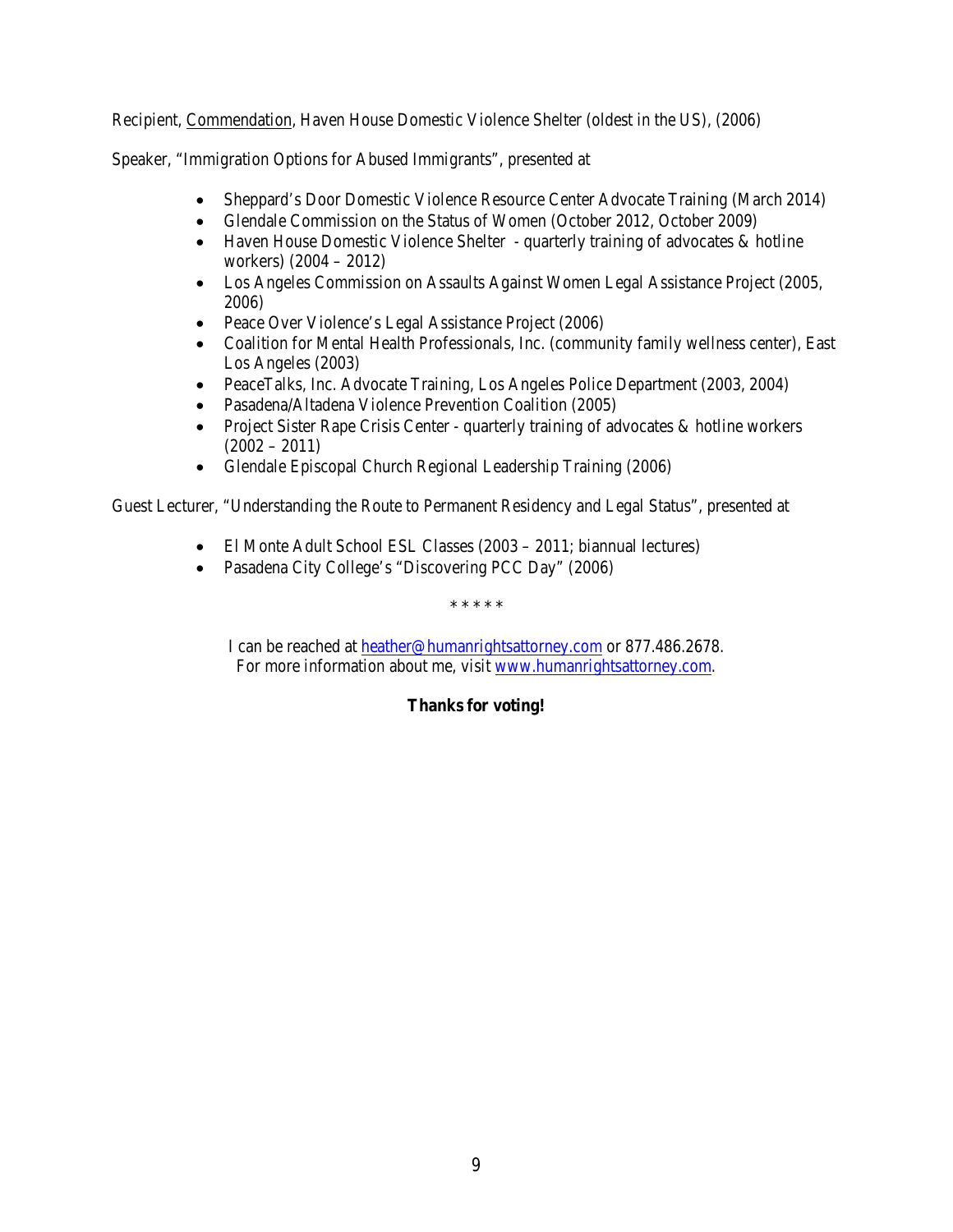Recipient, Commendation, Haven House Domestic Violence Shelter (oldest in the US), (2006)

Speaker, "Immigration Options for Abused Immigrants", presented at

- Sheppard's Door Domestic Violence Resource Center Advocate Training (March 2014)
- Glendale Commission on the Status of Women (October 2012, October 2009)
- Haven House Domestic Violence Shelter - quarterly training of advocates & hotline workers) (2004 – 2012)
- Los Angeles Commission on Assaults Against Women Legal Assistance Project (2005, 2006)
- Peace Over Violence's Legal Assistance Project (2006)
- Coalition for Mental Health Professionals, Inc. (community family wellness center), East Los Angeles (2003)
- PeaceTalks, Inc. Advocate Training, Los Angeles Police Department (2003, 2004)
- Pasadena/Altadena Violence Prevention Coalition (2005)
- Project Sister Rape Crisis Center - quarterly training of advocates & hotline workers (2002 – 2011)
- Glendale Episcopal Church Regional Leadership Training (2006)

Guest Lecturer, "Understanding the Route to Permanent Residency and Legal Status", presented at

- El Monte Adult School ESL Classes (2003 – 2011; biannual lectures)
- Pasadena City College's "Discovering PCC Day" (2006)

\* \* \* \* \*

I can be reached at heather@humanrightsattorney.com or 877.486.2678.
For more information about me, visit www.humanrightsattorney.com.

**Thanks for voting!**